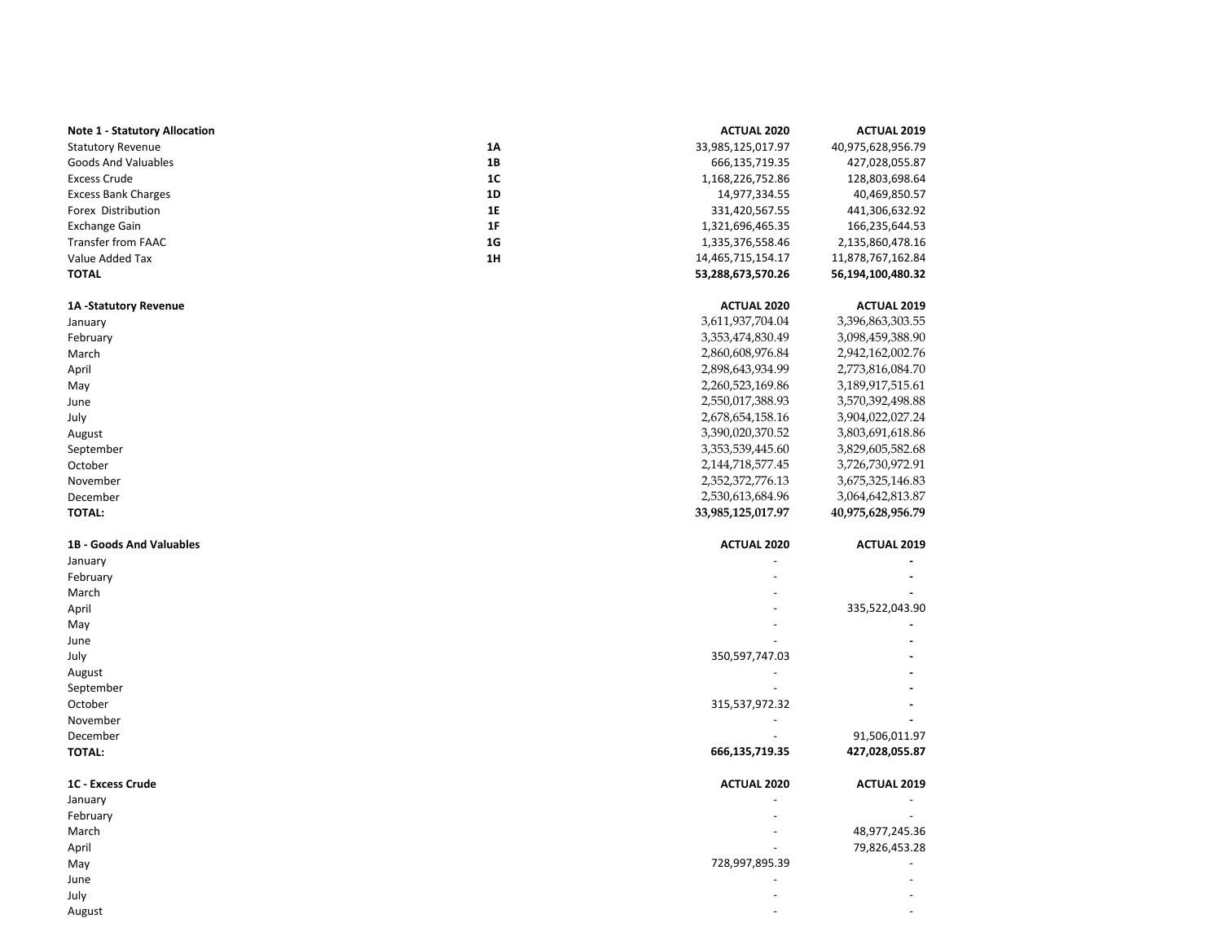| Note 1 - Statutory Allocation | | ACTUAL 2020 | ACTUAL 2019 |
|---|---|---|---|
| Statutory Revenue | 1A | 33,985,125,017.97 | 40,975,628,956.79 |
| Goods And Valuables | 1B | 666,135,719.35 | 427,028,055.87 |
| Excess Crude | 1C | 1,168,226,752.86 | 128,803,698.64 |
| Excess Bank Charges | 1D | 14,977,334.55 | 40,469,850.57 |
| Forex Distribution | 1E | 331,420,567.55 | 441,306,632.92 |
| Exchange Gain | 1F | 1,321,696,465.35 | 166,235,644.53 |
| Transfer from FAAC | 1G | 1,335,376,558.46 | 2,135,860,478.16 |
| Value Added Tax | 1H | 14,465,715,154.17 | 11,878,767,162.84 |
| **TOTAL** | | **53,288,673,570.26** | **56,194,100,480.32** |

| 1A -Statutory Revenue | ACTUAL 2020 | ACTUAL 2019 |
|---|---|---|
| January | 3,611,937,704.04 | 3,396,863,303.55 |
| February | 3,353,474,830.49 | 3,098,459,388.90 |
| March | 2,860,608,976.84 | 2,942,162,002.76 |
| April | 2,898,643,934.99 | 2,773,816,084.70 |
| May | 2,260,523,169.86 | 3,189,917,515.61 |
| June | 2,550,017,388.93 | 3,570,392,498.88 |
| July | 2,678,654,158.16 | 3,904,022,027.24 |
| August | 3,390,020,370.52 | 3,803,691,618.86 |
| September | 3,353,539,445.60 | 3,829,605,582.68 |
| October | 2,144,718,577.45 | 3,726,730,972.91 |
| November | 2,352,372,776.13 | 3,675,325,146.83 |
| December | 2,530,613,684.96 | 3,064,642,813.87 |
| **TOTAL:** | **33,985,125,017.97** | **40,975,628,956.79** |

| 1B - Goods And Valuables | ACTUAL 2020 | ACTUAL 2019 |
|---|---|---|
| January | - | - |
| February | - | - |
| March | - | - |
| April | - | 335,522,043.90 |
| May | - | - |
| June | - | - |
| July | 350,597,747.03 | - |
| August | - | - |
| September | - | - |
| October | 315,537,972.32 | - |
| November | - | - |
| December | - | 91,506,011.97 |
| **TOTAL:** | **666,135,719.35** | **427,028,055.87** |

| 1C - Excess Crude | ACTUAL 2020 | ACTUAL 2019 |
|---|---|---|
| January | - | - |
| February | - | - |
| March | - | 48,977,245.36 |
| April | - | 79,826,453.28 |
| May | 728,997,895.39 | - |
| June | - | - |
| July | - | - |
| August | - | - |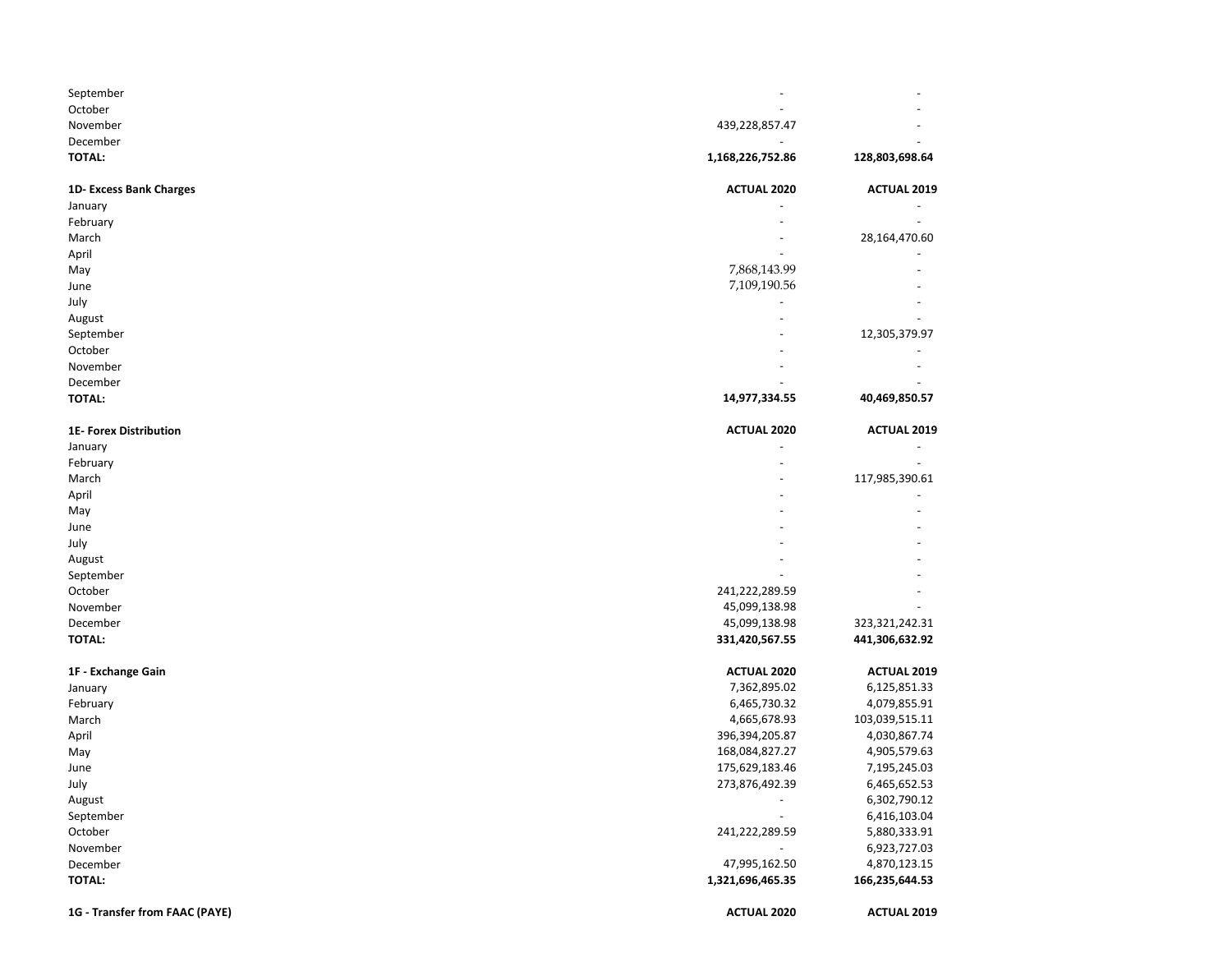| | | |
|---|---|---|
| September | - | - |
| October | - | - |
| November | 439,228,857.47 | - |
| December | - | - |
| **TOTAL:** | **1,168,226,752.86** | **128,803,698.64** |

| **1D- Excess Bank Charges** | **ACTUAL 2020** | **ACTUAL 2019** |
|---|---|---|
| January | - | - |
| February | - | - |
| March | - | 28,164,470.60 |
| April | - | - |
| May | 7,868,143.99 | - |
| June | 7,109,190.56 | - |
| July | - | - |
| August | - | - |
| September | - | 12,305,379.97 |
| October | - | - |
| November | - | - |
| December | - | - |
| **TOTAL:** | **14,977,334.55** | **40,469,850.57** |

| **1E- Forex Distribution** | **ACTUAL 2020** | **ACTUAL 2019** |
|---|---|---|
| January | - | - |
| February | - | - |
| March | - | 117,985,390.61 |
| April | - | - |
| May | - | - |
| June | - | - |
| July | - | - |
| August | - | - |
| September | - | - |
| October | 241,222,289.59 | - |
| November | 45,099,138.98 | - |
| December | 45,099,138.98 | 323,321,242.31 |
| **TOTAL:** | **331,420,567.55** | **441,306,632.92** |

| **1F - Exchange Gain** | **ACTUAL 2020** | **ACTUAL 2019** |
|---|---|---|
| January | 7,362,895.02 | 6,125,851.33 |
| February | 6,465,730.32 | 4,079,855.91 |
| March | 4,665,678.93 | 103,039,515.11 |
| April | 396,394,205.87 | 4,030,867.74 |
| May | 168,084,827.27 | 4,905,579.63 |
| June | 175,629,183.46 | 7,195,245.03 |
| July | 273,876,492.39 | 6,465,652.53 |
| August | - | 6,302,790.12 |
| September | - | 6,416,103.04 |
| October | 241,222,289.59 | 5,880,333.91 |
| November | - | 6,923,727.03 |
| December | 47,995,162.50 | 4,870,123.15 |
| **TOTAL:** | **1,321,696,465.35** | **166,235,644.53** |

| **1G - Transfer from FAAC (PAYE)** | **ACTUAL 2020** | **ACTUAL 2019** |
|---|---|---|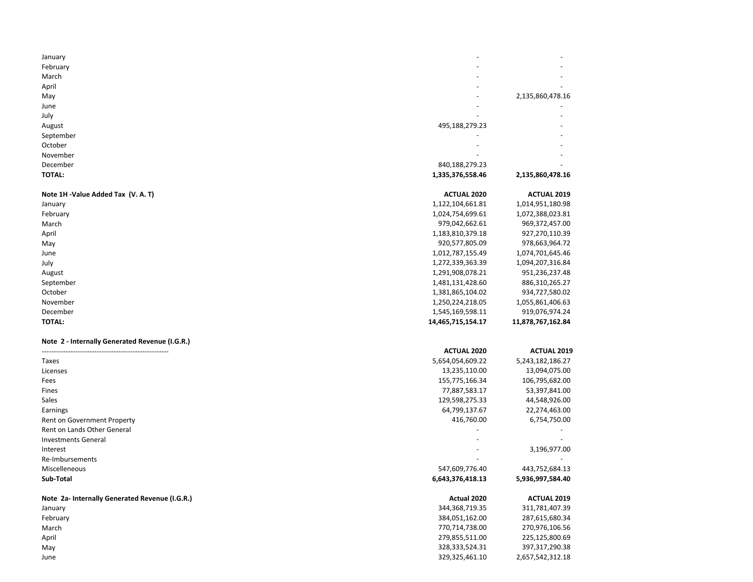| | | |
|---|---|---|
| January | - | - |
| February | - | - |
| March | - | - |
| April | - | - |
| May | - | 2,135,860,478.16 |
| June | - | - |
| July | - | - |
| August | 495,188,279.23 | - |
| September | - | - |
| October | - | - |
| November | - | - |
| December | 840,188,279.23 | - |
| **TOTAL:** | **1,335,376,558.46** | **2,135,860,478.16** |

| **Note 1H -Value Added Tax (V. A. T)** | **ACTUAL 2020** | **ACTUAL 2019** |
|---|---|---|
| January | 1,122,104,661.81 | 1,014,951,180.98 |
| February | 1,024,754,699.61 | 1,072,388,023.81 |
| March | 979,042,662.61 | 969,372,457.00 |
| April | 1,183,810,379.18 | 927,270,110.39 |
| May | 920,577,805.09 | 978,663,964.72 |
| June | 1,012,787,155.49 | 1,074,701,645.46 |
| July | 1,272,339,363.39 | 1,094,207,316.84 |
| August | 1,291,908,078.21 | 951,236,237.48 |
| September | 1,481,131,428.60 | 886,310,265.27 |
| October | 1,381,865,104.02 | 934,727,580.02 |
| November | 1,250,224,218.05 | 1,055,861,406.63 |
| December | 1,545,169,598.11 | 919,076,974.24 |
| **TOTAL:** | **14,465,715,154.17** | **11,878,767,162.84** |

**Note 2 - Internally Generated Revenue (I.G.R.)**

| ------------------------------------------------------- | **ACTUAL 2020** | **ACTUAL 2019** |
|---|---|---|
| Taxes | 5,654,054,609.22 | 5,243,182,186.27 |
| Licenses | 13,235,110.00 | 13,094,075.00 |
| Fees | 155,775,166.34 | 106,795,682.00 |
| Fines | 77,887,583.17 | 53,397,841.00 |
| Sales | 129,598,275.33 | 44,548,926.00 |
| Earnings | 64,799,137.67 | 22,274,463.00 |
| Rent on Government Property | 416,760.00 | 6,754,750.00 |
| Rent on Lands Other General | - | - |
| Investments General | - | - |
| Interest | - | 3,196,977.00 |
| Re-Imbursements | - | - |
| Miscelleneous | 547,609,776.40 | 443,752,684.13 |
| **Sub-Total** | **6,643,376,418.13** | **5,936,997,584.40** |

| **Note 2a- Internally Generated Revenue (I.G.R.)** | **Actual 2020** | **ACTUAL 2019** |
|---|---|---|
| January | 344,368,719.35 | 311,781,407.39 |
| February | 384,051,162.00 | 287,615,680.34 |
| March | 770,714,738.00 | 270,976,106.56 |
| April | 279,855,511.00 | 225,125,800.69 |
| May | 328,333,524.31 | 397,317,290.38 |
| June | 329,325,461.10 | 2,657,542,312.18 |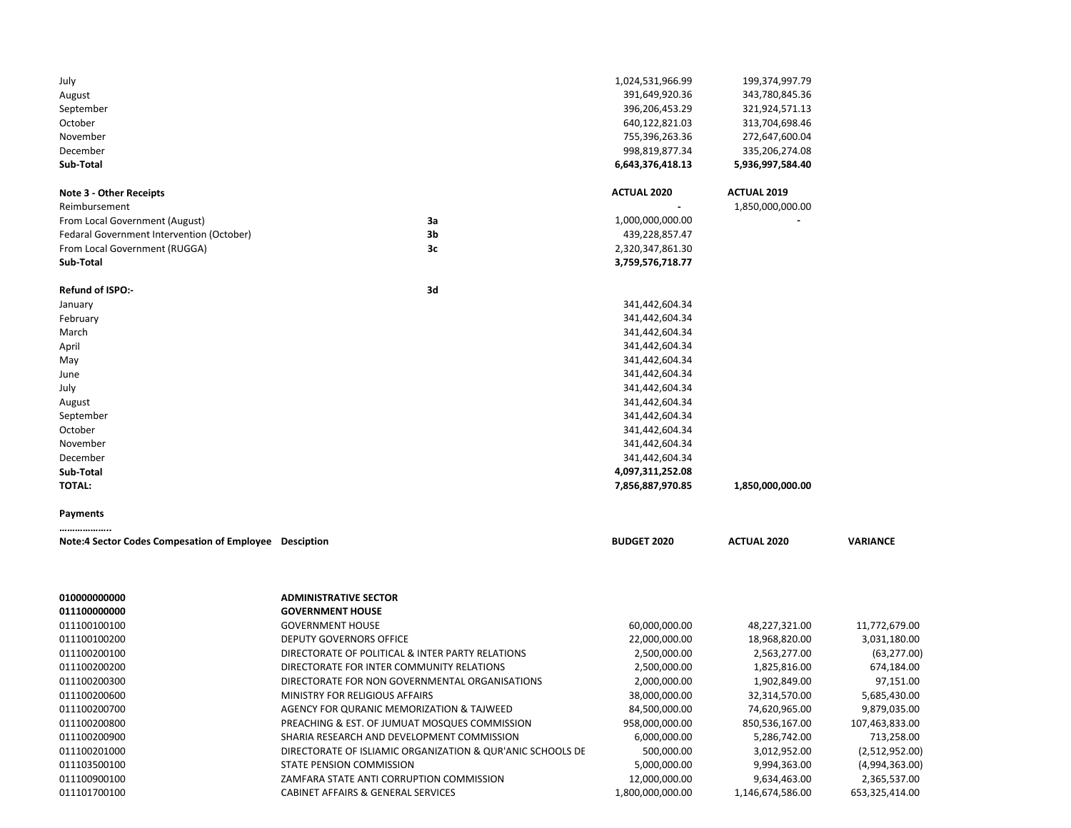| | | | |
|---|---|---|---|
| July | | 1,024,531,966.99 | 199,374,997.79 |
| August | | 391,649,920.36 | 343,780,845.36 |
| September | | 396,206,453.29 | 321,924,571.13 |
| October | | 640,122,821.03 | 313,704,698.46 |
| November | | 755,396,263.36 | 272,647,600.04 |
| December | | 998,819,877.34 | 335,206,274.08 |
| **Sub-Total** | | **6,643,376,418.13** | **5,936,997,584.40** |

| **Note 3 - Other Receipts** | | **ACTUAL 2020** | **ACTUAL 2019** |
|---|---|---|---|
| Reimbursement | | - | 1,850,000,000.00 |
| From Local Government (August) | **3a** | 1,000,000,000.00 | - |
| Fedaral Government Intervention (October) | **3b** | 439,228,857.47 | |
| From Local Government (RUGGA) | **3c** | 2,320,347,861.30 | |
| **Sub-Total** | | **3,759,576,718.77** | |
| | | | |
| **Refund of ISPO:-** | **3d** | | |
| January | | 341,442,604.34 | |
| February | | 341,442,604.34 | |
| March | | 341,442,604.34 | |
| April | | 341,442,604.34 | |
| May | | 341,442,604.34 | |
| June | | 341,442,604.34 | |
| July | | 341,442,604.34 | |
| August | | 341,442,604.34 | |
| September | | 341,442,604.34 | |
| October | | 341,442,604.34 | |
| November | | 341,442,604.34 | |
| December | | 341,442,604.34 | |
| **Sub-Total** | | **4,097,311,252.08** | |
| **TOTAL:** | | **7,856,887,970.85** | **1,850,000,000.00** |

**Payments**

**………………..**

| **Note:4 Sector Codes Compesation of Employee** | **Desciption** | **BUDGET 2020** | **ACTUAL 2020** | **VARIANCE** |
|---|---|---|---|---|
| **010000000000** | **ADMINISTRATIVE SECTOR** | | | |
| **011100000000** | **GOVERNMENT HOUSE** | | | |
| 011100100100 | GOVERNMENT HOUSE | 60,000,000.00 | 48,227,321.00 | 11,772,679.00 |
| 011100100200 | DEPUTY GOVERNORS OFFICE | 22,000,000.00 | 18,968,820.00 | 3,031,180.00 |
| 011100200100 | DIRECTORATE OF POLITICAL & INTER PARTY RELATIONS | 2,500,000.00 | 2,563,277.00 | (63,277.00) |
| 011100200200 | DIRECTORATE FOR INTER COMMUNITY RELATIONS | 2,500,000.00 | 1,825,816.00 | 674,184.00 |
| 011100200300 | DIRECTORATE FOR NON GOVERNMENTAL ORGANISATIONS | 2,000,000.00 | 1,902,849.00 | 97,151.00 |
| 011100200600 | MINISTRY FOR RELIGIOUS AFFAIRS | 38,000,000.00 | 32,314,570.00 | 5,685,430.00 |
| 011100200700 | AGENCY FOR QURANIC MEMORIZATION & TAJWEED | 84,500,000.00 | 74,620,965.00 | 9,879,035.00 |
| 011100200800 | PREACHING & EST. OF JUMUAT MOSQUES COMMISSION | 958,000,000.00 | 850,536,167.00 | 107,463,833.00 |
| 011100200900 | SHARIA RESEARCH AND DEVELOPMENT COMMISSION | 6,000,000.00 | 5,286,742.00 | 713,258.00 |
| 011100201000 | DIRECTORATE OF ISLIAMIC ORGANIZATION & QUR'ANIC SCHOOLS DE | 500,000.00 | 3,012,952.00 | (2,512,952.00) |
| 011103500100 | STATE PENSION COMMISSION | 5,000,000.00 | 9,994,363.00 | (4,994,363.00) |
| 011100900100 | ZAMFARA STATE ANTI CORRUPTION COMMISSION | 12,000,000.00 | 9,634,463.00 | 2,365,537.00 |
| 011101700100 | CABINET AFFAIRS & GENERAL SERVICES | 1,800,000,000.00 | 1,146,674,586.00 | 653,325,414.00 |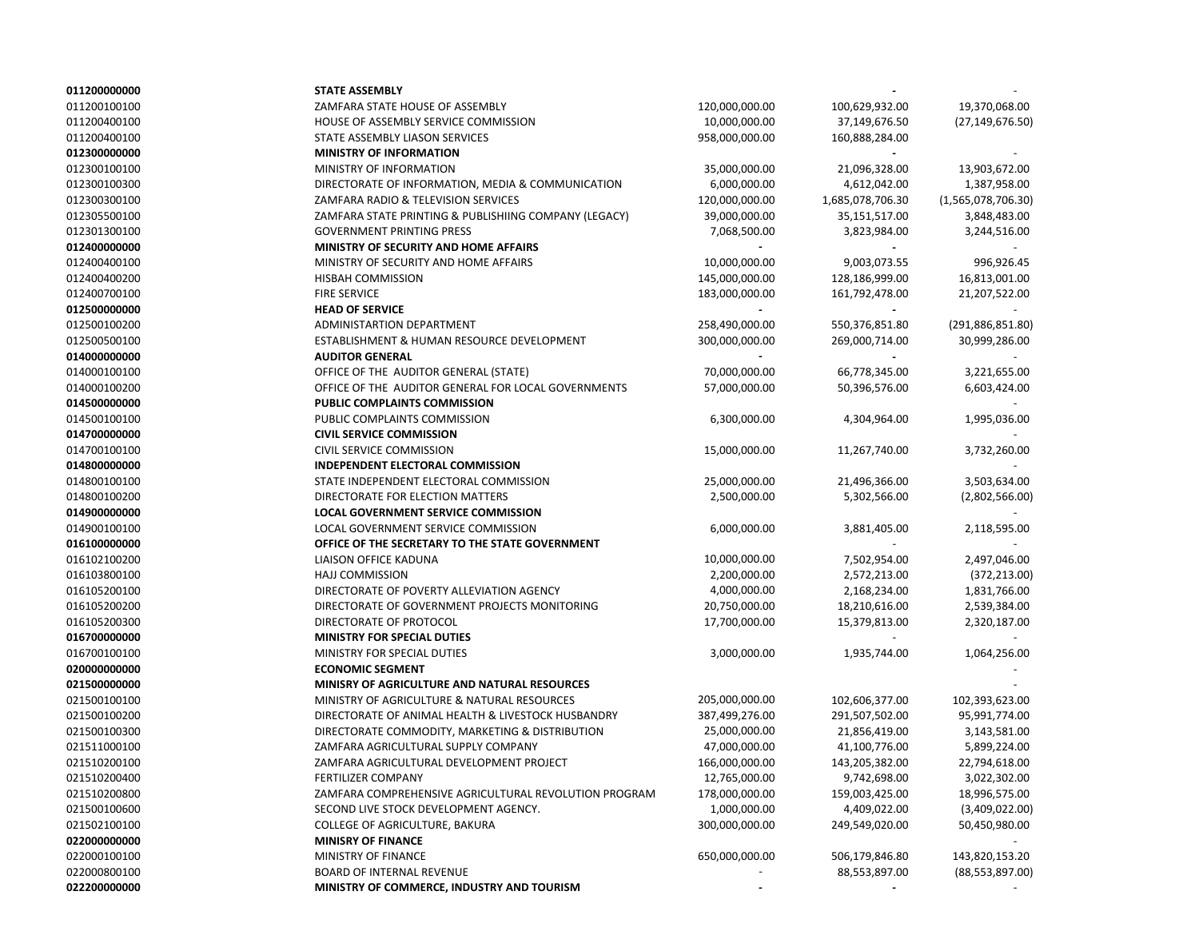| | | | | |
|---|---|---|---|---|
| **011200000000** | **STATE ASSEMBLY** | | **-** | - |
| 011200100100 | ZAMFARA STATE HOUSE OF ASSEMBLY | 120,000,000.00 | 100,629,932.00 | 19,370,068.00 |
| 011200400100 | HOUSE OF ASSEMBLY SERVICE COMMISSION | 10,000,000.00 | 37,149,676.50 | (27,149,676.50) |
| 011200400100 | STATE ASSEMBLY LIASON SERVICES | 958,000,000.00 | 160,888,284.00 | |
| **012300000000** | **MINISTRY OF INFORMATION** | | **-** | - |
| 012300100100 | MINISTRY OF INFORMATION | 35,000,000.00 | 21,096,328.00 | 13,903,672.00 |
| 012300100300 | DIRECTORATE OF INFORMATION, MEDIA & COMMUNICATION | 6,000,000.00 | 4,612,042.00 | 1,387,958.00 |
| 012300300100 | ZAMFARA RADIO & TELEVISION SERVICES | 120,000,000.00 | 1,685,078,706.30 | (1,565,078,706.30) |
| 012305500100 | ZAMFARA STATE PRINTING & PUBLISHIING COMPANY (LEGACY) | 39,000,000.00 | 35,151,517.00 | 3,848,483.00 |
| 012301300100 | GOVERNMENT PRINTING PRESS | 7,068,500.00 | 3,823,984.00 | 3,244,516.00 |
| **012400000000** | **MINISTRY OF SECURITY AND HOME AFFAIRS** | **-** | **-** | - |
| 012400400100 | MINISTRY OF SECURITY AND HOME AFFAIRS | 10,000,000.00 | 9,003,073.55 | 996,926.45 |
| 012400400200 | HISBAH COMMISSION | 145,000,000.00 | 128,186,999.00 | 16,813,001.00 |
| 012400700100 | FIRE SERVICE | 183,000,000.00 | 161,792,478.00 | 21,207,522.00 |
| **012500000000** | **HEAD OF SERVICE** | **-** | **-** | - |
| 012500100200 | ADMINISTARTION DEPARTMENT | 258,490,000.00 | 550,376,851.80 | (291,886,851.80) |
| 012500500100 | ESTABLISHMENT & HUMAN RESOURCE DEVELOPMENT | 300,000,000.00 | 269,000,714.00 | 30,999,286.00 |
| **014000000000** | **AUDITOR GENERAL** | **-** | **-** | - |
| 014000100100 | OFFICE OF THE AUDITOR GENERAL (STATE) | 70,000,000.00 | 66,778,345.00 | 3,221,655.00 |
| 014000100200 | OFFICE OF THE AUDITOR GENERAL FOR LOCAL GOVERNMENTS | 57,000,000.00 | 50,396,576.00 | 6,603,424.00 |
| **014500000000** | **PUBLIC COMPLAINTS COMMISSION** | | | - |
| 014500100100 | PUBLIC COMPLAINTS COMMISSION | 6,300,000.00 | 4,304,964.00 | 1,995,036.00 |
| **014700000000** | **CIVIL SERVICE COMMISSION** | | | - |
| 014700100100 | CIVIL SERVICE COMMISSION | 15,000,000.00 | 11,267,740.00 | 3,732,260.00 |
| **014800000000** | **INDEPENDENT ELECTORAL COMMISSION** | | | - |
| 014800100100 | STATE INDEPENDENT ELECTORAL COMMISSION | 25,000,000.00 | 21,496,366.00 | 3,503,634.00 |
| 014800100200 | DIRECTORATE FOR ELECTION MATTERS | 2,500,000.00 | 5,302,566.00 | (2,802,566.00) |
| **014900000000** | **LOCAL GOVERNMENT SERVICE COMMISSION** | | | - |
| 014900100100 | LOCAL GOVERNMENT SERVICE COMMISSION | 6,000,000.00 | 3,881,405.00 | 2,118,595.00 |
| **016100000000** | **OFFICE OF THE SECRETARY TO THE STATE GOVERNMENT** | | - | - |
| 016102100200 | LIAISON OFFICE KADUNA | 10,000,000.00 | 7,502,954.00 | 2,497,046.00 |
| 016103800100 | HAJJ COMMISSION | 2,200,000.00 | 2,572,213.00 | (372,213.00) |
| 016105200100 | DIRECTORATE OF POVERTY ALLEVIATION AGENCY | 4,000,000.00 | 2,168,234.00 | 1,831,766.00 |
| 016105200200 | DIRECTORATE OF GOVERNMENT PROJECTS MONITORING | 20,750,000.00 | 18,210,616.00 | 2,539,384.00 |
| 016105200300 | DIRECTORATE OF PROTOCOL | 17,700,000.00 | 15,379,813.00 | 2,320,187.00 |
| **016700000000** | **MINISTRY FOR SPECIAL DUTIES** | | - | - |
| 016700100100 | MINISTRY FOR SPECIAL DUTIES | 3,000,000.00 | 1,935,744.00 | 1,064,256.00 |
| **020000000000** | **ECONOMIC SEGMENT** | | | - |
| **021500000000** | **MINISRY OF AGRICULTURE AND NATURAL RESOURCES** | | | - |
| 021500100100 | MINISTRY OF AGRICULTURE & NATURAL RESOURCES | 205,000,000.00 | 102,606,377.00 | 102,393,623.00 |
| 021500100200 | DIRECTORATE OF ANIMAL HEALTH & LIVESTOCK HUSBANDRY | 387,499,276.00 | 291,507,502.00 | 95,991,774.00 |
| 021500100300 | DIRECTORATE COMMODITY, MARKETING & DISTRIBUTION | 25,000,000.00 | 21,856,419.00 | 3,143,581.00 |
| 021511000100 | ZAMFARA AGRICULTURAL SUPPLY COMPANY | 47,000,000.00 | 41,100,776.00 | 5,899,224.00 |
| 021510200100 | ZAMFARA AGRICULTURAL DEVELOPMENT PROJECT | 166,000,000.00 | 143,205,382.00 | 22,794,618.00 |
| 021510200400 | FERTILIZER COMPANY | 12,765,000.00 | 9,742,698.00 | 3,022,302.00 |
| 021510200800 | ZAMFARA COMPREHENSIVE AGRICULTURAL REVOLUTION PROGRAM | 178,000,000.00 | 159,003,425.00 | 18,996,575.00 |
| 021500100600 | SECOND LIVE STOCK DEVELOPMENT AGENCY. | 1,000,000.00 | 4,409,022.00 | (3,409,022.00) |
| 021502100100 | COLLEGE OF AGRICULTURE, BAKURA | 300,000,000.00 | 249,549,020.00 | 50,450,980.00 |
| **022000000000** | **MINISRY OF FINANCE** | | | - |
| 022000100100 | MINISTRY OF FINANCE | 650,000,000.00 | 506,179,846.80 | 143,820,153.20 |
| 022000800100 | BOARD OF INTERNAL REVENUE | - | 88,553,897.00 | (88,553,897.00) |
| **022200000000** | **MINISTRY OF COMMERCE, INDUSTRY AND TOURISM** | **-** | **-** | - |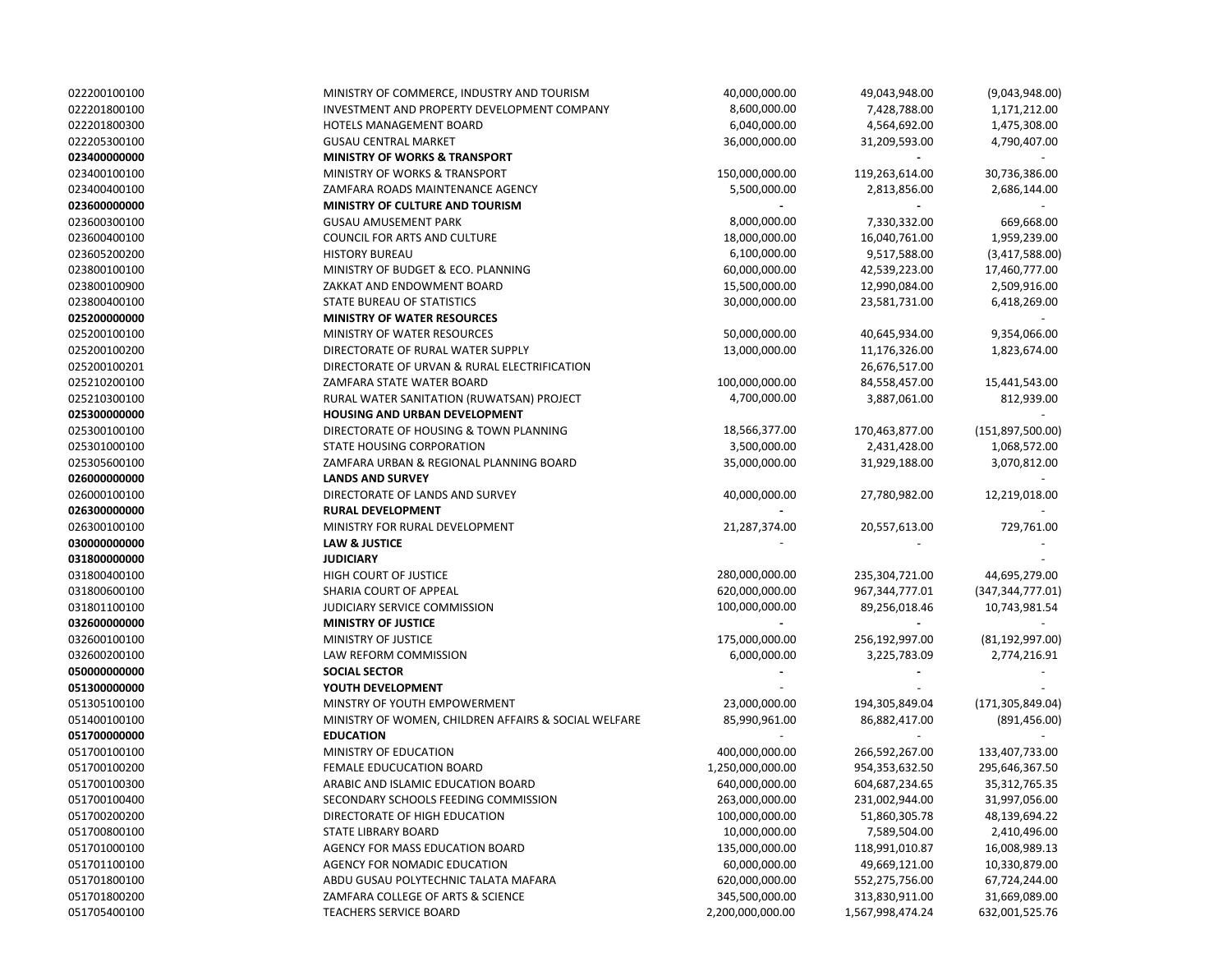| | | | | |
|---|---|---|---|---|
| 022200100100 | MINISTRY OF COMMERCE, INDUSTRY AND TOURISM | 40,000,000.00 | 49,043,948.00 | (9,043,948.00) |
| 022201800100 | INVESTMENT AND PROPERTY DEVELOPMENT COMPANY | 8,600,000.00 | 7,428,788.00 | 1,171,212.00 |
| 022201800300 | HOTELS MANAGEMENT BOARD | 6,040,000.00 | 4,564,692.00 | 1,475,308.00 |
| 022205300100 | GUSAU CENTRAL MARKET | 36,000,000.00 | 31,209,593.00 | 4,790,407.00 |
| **023400000000** | **MINISTRY OF WORKS & TRANSPORT** | | **-** | - |
| 023400100100 | MINISTRY OF WORKS & TRANSPORT | 150,000,000.00 | 119,263,614.00 | 30,736,386.00 |
| 023400400100 | ZAMFARA ROADS MAINTENANCE AGENCY | 5,500,000.00 | 2,813,856.00 | 2,686,144.00 |
| **023600000000** | **MINISTRY OF CULTURE AND TOURISM** | **-** | **-** | - |
| 023600300100 | GUSAU AMUSEMENT PARK | 8,000,000.00 | 7,330,332.00 | 669,668.00 |
| 023600400100 | COUNCIL FOR ARTS AND CULTURE | 18,000,000.00 | 16,040,761.00 | 1,959,239.00 |
| 023605200200 | HISTORY BUREAU | 6,100,000.00 | 9,517,588.00 | (3,417,588.00) |
| 023800100100 | MINISTRY OF BUDGET & ECO. PLANNING | 60,000,000.00 | 42,539,223.00 | 17,460,777.00 |
| 023800100900 | ZAKKAT AND ENDOWMENT BOARD | 15,500,000.00 | 12,990,084.00 | 2,509,916.00 |
| 023800400100 | STATE BUREAU OF STATISTICS | 30,000,000.00 | 23,581,731.00 | 6,418,269.00 |
| **025200000000** | **MINISTRY OF WATER RESOURCES** | | | - |
| 025200100100 | MINISTRY OF WATER RESOURCES | 50,000,000.00 | 40,645,934.00 | 9,354,066.00 |
| 025200100200 | DIRECTORATE OF RURAL WATER SUPPLY | 13,000,000.00 | 11,176,326.00 | 1,823,674.00 |
| 025200100201 | DIRECTORATE OF URVAN & RURAL ELECTRIFICATION | | 26,676,517.00 | |
| 025210200100 | ZAMFARA STATE WATER BOARD | 100,000,000.00 | 84,558,457.00 | 15,441,543.00 |
| 025210300100 | RURAL WATER SANITATION (RUWATSAN) PROJECT | 4,700,000.00 | 3,887,061.00 | 812,939.00 |
| **025300000000** | **HOUSING AND URBAN DEVELOPMENT** | | | - |
| 025300100100 | DIRECTORATE OF HOUSING & TOWN PLANNING | 18,566,377.00 | 170,463,877.00 | (151,897,500.00) |
| 025301000100 | STATE HOUSING CORPORATION | 3,500,000.00 | 2,431,428.00 | 1,068,572.00 |
| 025305600100 | ZAMFARA URBAN & REGIONAL PLANNING BOARD | 35,000,000.00 | 31,929,188.00 | 3,070,812.00 |
| **026000000000** | **LANDS AND SURVEY** | | | - |
| 026000100100 | DIRECTORATE OF LANDS AND SURVEY | 40,000,000.00 | 27,780,982.00 | 12,219,018.00 |
| **026300000000** | **RURAL DEVELOPMENT** | **-** | | - |
| 026300100100 | MINISTRY FOR RURAL DEVELOPMENT | 21,287,374.00 | 20,557,613.00 | 729,761.00 |
| **030000000000** | **LAW & JUSTICE** | - | - | - |
| **031800000000** | **JUDICIARY** | | | - |
| 031800400100 | HIGH COURT OF JUSTICE | 280,000,000.00 | 235,304,721.00 | 44,695,279.00 |
| 031800600100 | SHARIA COURT OF APPEAL | 620,000,000.00 | 967,344,777.01 | (347,344,777.01) |
| 031801100100 | JUDICIARY SERVICE COMMISSION | 100,000,000.00 | 89,256,018.46 | 10,743,981.54 |
| **032600000000** | **MINISTRY OF JUSTICE** | **-** | **-** | - |
| 032600100100 | MINISTRY OF JUSTICE | 175,000,000.00 | 256,192,997.00 | (81,192,997.00) |
| 032600200100 | LAW REFORM COMMISSION | 6,000,000.00 | 3,225,783.09 | 2,774,216.91 |
| **050000000000** | **SOCIAL SECTOR** | **-** | **-** | - |
| **051300000000** | **YOUTH DEVELOPMENT** | - | - | - |
| 051305100100 | MINSTRY OF YOUTH EMPOWERMENT | 23,000,000.00 | 194,305,849.04 | (171,305,849.04) |
| 051400100100 | MINISTRY OF WOMEN, CHILDREN AFFAIRS & SOCIAL WELFARE | 85,990,961.00 | 86,882,417.00 | (891,456.00) |
| **051700000000** | **EDUCATION** | - | - | - |
| 051700100100 | MINISTRY OF EDUCATION | 400,000,000.00 | 266,592,267.00 | 133,407,733.00 |
| 051700100200 | FEMALE EDUCUCATION BOARD | 1,250,000,000.00 | 954,353,632.50 | 295,646,367.50 |
| 051700100300 | ARABIC AND ISLAMIC EDUCATION BOARD | 640,000,000.00 | 604,687,234.65 | 35,312,765.35 |
| 051700100400 | SECONDARY SCHOOLS FEEDING COMMISSION | 263,000,000.00 | 231,002,944.00 | 31,997,056.00 |
| 051700200200 | DIRECTORATE OF HIGH EDUCATION | 100,000,000.00 | 51,860,305.78 | 48,139,694.22 |
| 051700800100 | STATE LIBRARY BOARD | 10,000,000.00 | 7,589,504.00 | 2,410,496.00 |
| 051701000100 | AGENCY FOR MASS EDUCATION BOARD | 135,000,000.00 | 118,991,010.87 | 16,008,989.13 |
| 051701100100 | AGENCY FOR NOMADIC EDUCATION | 60,000,000.00 | 49,669,121.00 | 10,330,879.00 |
| 051701800100 | ABDU GUSAU POLYTECHNIC TALATA MAFARA | 620,000,000.00 | 552,275,756.00 | 67,724,244.00 |
| 051701800200 | ZAMFARA COLLEGE OF ARTS & SCIENCE | 345,500,000.00 | 313,830,911.00 | 31,669,089.00 |
| 051705400100 | TEACHERS SERVICE BOARD | 2,200,000,000.00 | 1,567,998,474.24 | 632,001,525.76 |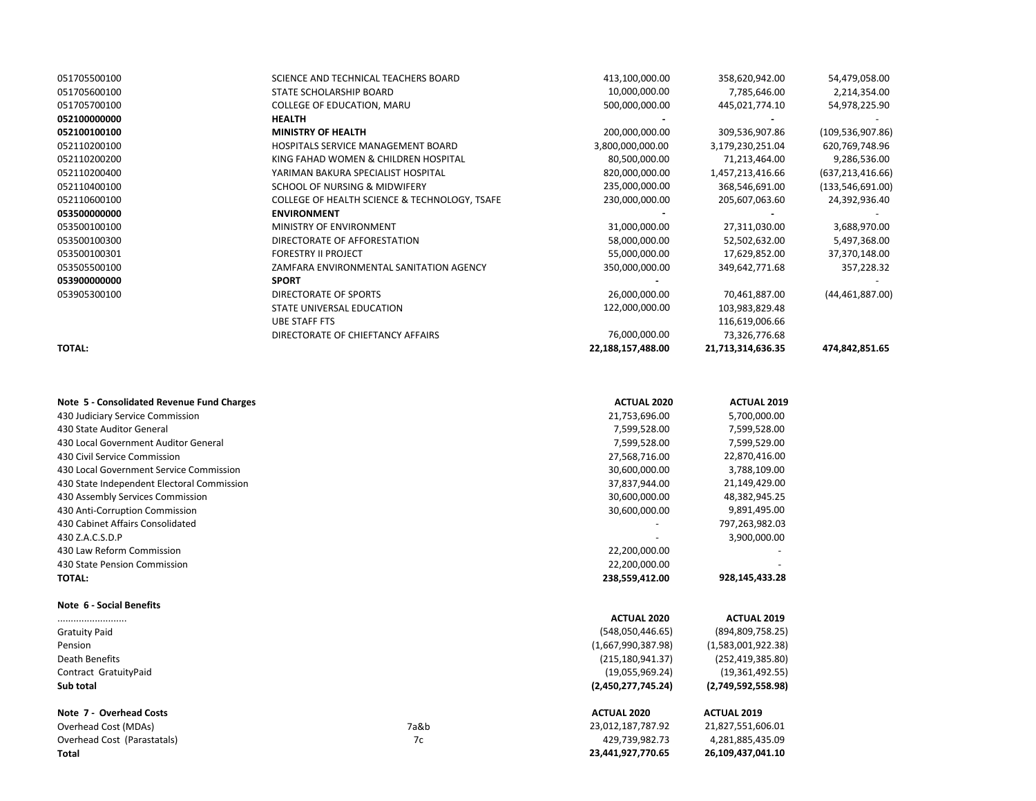| | | | | |
|---|---|---|---|---|
| 051705500100 | SCIENCE AND TECHNICAL TEACHERS BOARD | 413,100,000.00 | 358,620,942.00 | 54,479,058.00 |
| 051705600100 | STATE SCHOLARSHIP BOARD | 10,000,000.00 | 7,785,646.00 | 2,214,354.00 |
| 051705700100 | COLLEGE OF EDUCATION, MARU | 500,000,000.00 | 445,021,774.10 | 54,978,225.90 |
| **052100000000** | **HEALTH** | - | - | - |
| **052100100100** | **MINISTRY OF HEALTH** | 200,000,000.00 | 309,536,907.86 | (109,536,907.86) |
| 052110200100 | HOSPITALS SERVICE MANAGEMENT BOARD | 3,800,000,000.00 | 3,179,230,251.04 | 620,769,748.96 |
| 052110200200 | KING FAHAD WOMEN & CHILDREN HOSPITAL | 80,500,000.00 | 71,213,464.00 | 9,286,536.00 |
| 052110200400 | YARIMAN BAKURA SPECIALIST HOSPITAL | 820,000,000.00 | 1,457,213,416.66 | (637,213,416.66) |
| 052110400100 | SCHOOL OF NURSING & MIDWIFERY | 235,000,000.00 | 368,546,691.00 | (133,546,691.00) |
| 052110600100 | COLLEGE OF HEALTH SCIENCE & TECHNOLOGY, TSAFE | 230,000,000.00 | 205,607,063.60 | 24,392,936.40 |
| **053500000000** | **ENVIRONMENT** | - | - | - |
| 053500100100 | MINISTRY OF ENVIRONMENT | 31,000,000.00 | 27,311,030.00 | 3,688,970.00 |
| 053500100300 | DIRECTORATE OF AFFORESTATION | 58,000,000.00 | 52,502,632.00 | 5,497,368.00 |
| 053500100301 | FORESTRY II PROJECT | 55,000,000.00 | 17,629,852.00 | 37,370,148.00 |
| 053505500100 | ZAMFARA ENVIRONMENTAL SANITATION AGENCY | 350,000,000.00 | 349,642,771.68 | 357,228.32 |
| **053900000000** | **SPORT** | - | - | - |
| 053905300100 | DIRECTORATE OF SPORTS | 26,000,000.00 | 70,461,887.00 | (44,461,887.00) |
| | STATE UNIVERSAL EDUCATION | 122,000,000.00 | 103,983,829.48 | |
| | UBE STAFF FTS | | 116,619,006.66 | |
| | DIRECTORATE OF CHIEFTANCY AFFAIRS | 76,000,000.00 | 73,326,776.68 | |
| **TOTAL:** | | **22,188,157,488.00** | **21,713,314,636.35** | **474,842,851.65** |

| Note 5 - Consolidated Revenue Fund Charges | ACTUAL 2020 | ACTUAL 2019 |
|---|---|---|
| 430 Judiciary Service Commission | 21,753,696.00 | 5,700,000.00 |
| 430 State Auditor General | 7,599,528.00 | 7,599,528.00 |
| 430 Local Government Auditor General | 7,599,528.00 | 7,599,529.00 |
| 430 Civil Service Commission | 27,568,716.00 | 22,870,416.00 |
| 430 Local Government Service Commission | 30,600,000.00 | 3,788,109.00 |
| 430 State Independent Electoral Commission | 37,837,944.00 | 21,149,429.00 |
| 430 Assembly Services Commission | 30,600,000.00 | 48,382,945.25 |
| 430 Anti-Corruption Commission | 30,600,000.00 | 9,891,495.00 |
| 430 Cabinet Affairs Consolidated | - | 797,263,982.03 |
| 430 Z.A.C.S.D.P | - | 3,900,000.00 |
| 430 Law Reform Commission | 22,200,000.00 | - |
| 430 State Pension Commission | 22,200,000.00 | - |
| **TOTAL:** | **238,559,412.00** | **928,145,433.28** |

| Note 6 - Social Benefits | | |
|---|---|---|
| .......................... | ACTUAL 2020 | ACTUAL 2019 |
| Gratuity Paid | (548,050,446.65) | (894,809,758.25) |
| Pension | (1,667,990,387.98) | (1,583,001,922.38) |
| Death Benefits | (215,180,941.37) | (252,419,385.80) |
| Contract GratuityPaid | (19,055,969.24) | (19,361,492.55) |
| **Sub total** | **(2,450,277,745.24)** | **(2,749,592,558.98)** |

| Note 7 - Overhead Costs | | ACTUAL 2020 | ACTUAL 2019 |
|---|---|---|---|
| Overhead Cost (MDAs) | 7a&b | 23,012,187,787.92 | 21,827,551,606.01 |
| Overhead Cost (Parastatals) | 7c | 429,739,982.73 | 4,281,885,435.09 |
| **Total** | | **23,441,927,770.65** | **26,109,437,041.10** |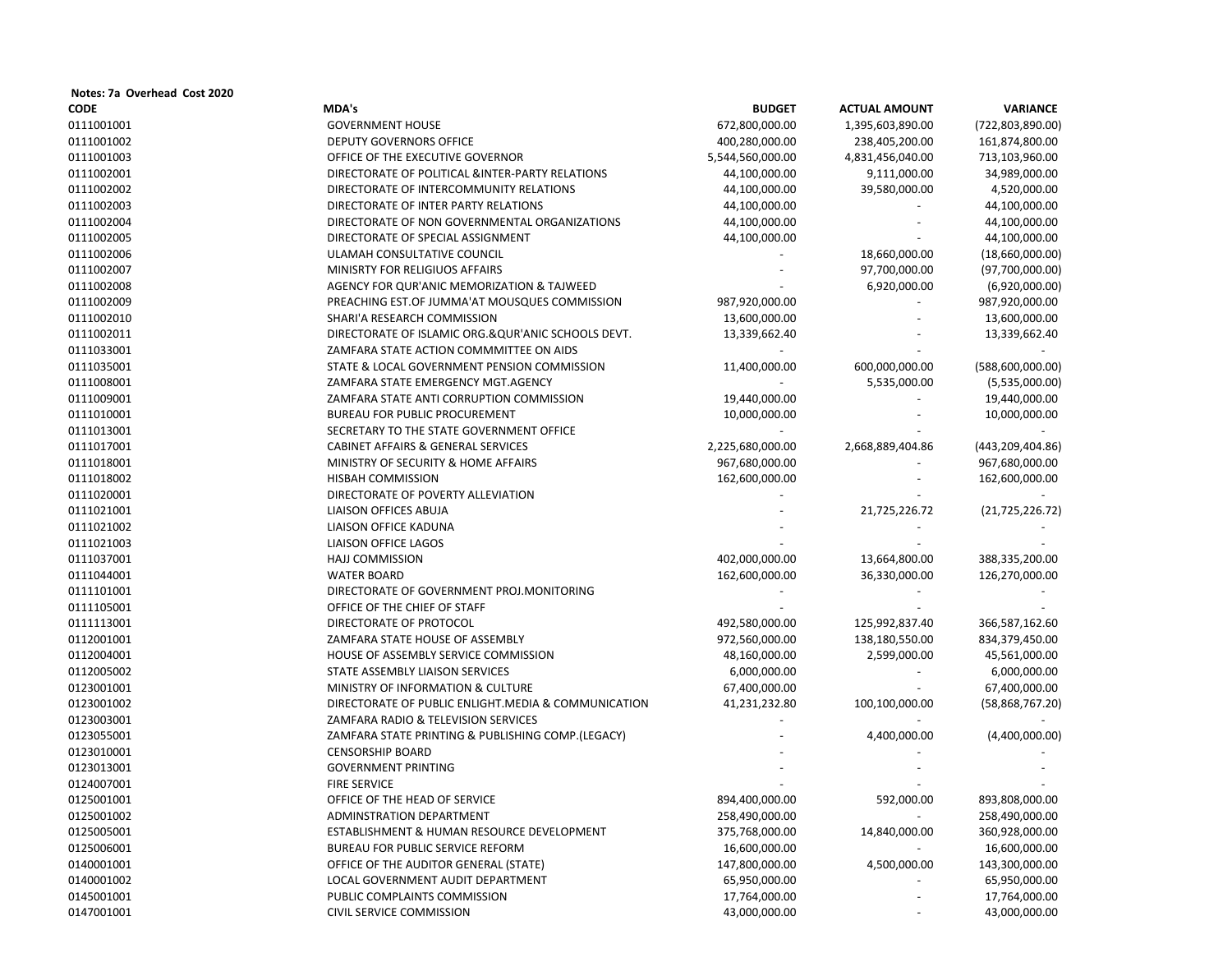**Notes: 7a Overhead Cost 2020**

| CODE | MDA's | BUDGET | ACTUAL AMOUNT | VARIANCE |
|---|---|---|---|---|
| 0111001001 | GOVERNMENT HOUSE | 672,800,000.00 | 1,395,603,890.00 | (722,803,890.00) |
| 0111001002 | DEPUTY GOVERNORS OFFICE | 400,280,000.00 | 238,405,200.00 | 161,874,800.00 |
| 0111001003 | OFFICE OF THE EXECUTIVE GOVERNOR | 5,544,560,000.00 | 4,831,456,040.00 | 713,103,960.00 |
| 0111002001 | DIRECTORATE OF POLITICAL &INTER-PARTY RELATIONS | 44,100,000.00 | 9,111,000.00 | 34,989,000.00 |
| 0111002002 | DIRECTORATE OF INTERCOMMUNITY RELATIONS | 44,100,000.00 | 39,580,000.00 | 4,520,000.00 |
| 0111002003 | DIRECTORATE OF INTER PARTY RELATIONS | 44,100,000.00 | - | 44,100,000.00 |
| 0111002004 | DIRECTORATE OF NON GOVERNMENTAL ORGANIZATIONS | 44,100,000.00 | - | 44,100,000.00 |
| 0111002005 | DIRECTORATE OF SPECIAL ASSIGNMENT | 44,100,000.00 | - | 44,100,000.00 |
| 0111002006 | ULAMAH CONSULTATIVE COUNCIL | - | 18,660,000.00 | (18,660,000.00) |
| 0111002007 | MINISRTY FOR RELIGIUOS AFFAIRS | - | 97,700,000.00 | (97,700,000.00) |
| 0111002008 | AGENCY FOR QUR'ANIC MEMORIZATION & TAJWEED | - | 6,920,000.00 | (6,920,000.00) |
| 0111002009 | PREACHING EST.OF JUMMA'AT MOUSQUES COMMISSION | 987,920,000.00 | - | 987,920,000.00 |
| 0111002010 | SHARI'A RESEARCH COMMISSION | 13,600,000.00 | - | 13,600,000.00 |
| 0111002011 | DIRECTORATE OF ISLAMIC ORG.&QUR'ANIC SCHOOLS DEVT. | 13,339,662.40 | - | 13,339,662.40 |
| 0111033001 | ZAMFARA STATE ACTION COMMMITTEE ON AIDS | - | - | - |
| 0111035001 | STATE & LOCAL GOVERNMENT PENSION COMMISSION | 11,400,000.00 | 600,000,000.00 | (588,600,000.00) |
| 0111008001 | ZAMFARA STATE EMERGENCY MGT.AGENCY | - | 5,535,000.00 | (5,535,000.00) |
| 0111009001 | ZAMFARA STATE ANTI CORRUPTION COMMISSION | 19,440,000.00 | - | 19,440,000.00 |
| 0111010001 | BUREAU FOR PUBLIC PROCUREMENT | 10,000,000.00 | - | 10,000,000.00 |
| 0111013001 | SECRETARY TO THE STATE GOVERNMENT OFFICE | - | - | - |
| 0111017001 | CABINET AFFAIRS & GENERAL SERVICES | 2,225,680,000.00 | 2,668,889,404.86 | (443,209,404.86) |
| 0111018001 | MINISTRY OF SECURITY & HOME AFFAIRS | 967,680,000.00 | - | 967,680,000.00 |
| 0111018002 | HISBAH COMMISSION | 162,600,000.00 | - | 162,600,000.00 |
| 0111020001 | DIRECTORATE OF POVERTY ALLEVIATION | - | - | - |
| 0111021001 | LIAISON OFFICES ABUJA | - | 21,725,226.72 | (21,725,226.72) |
| 0111021002 | LIAISON OFFICE KADUNA | - | - | - |
| 0111021003 | LIAISON OFFICE LAGOS | - | - | - |
| 0111037001 | HAJJ COMMISSION | 402,000,000.00 | 13,664,800.00 | 388,335,200.00 |
| 0111044001 | WATER BOARD | 162,600,000.00 | 36,330,000.00 | 126,270,000.00 |
| 0111101001 | DIRECTORATE OF GOVERNMENT PROJ.MONITORING | - | - | - |
| 0111105001 | OFFICE OF THE CHIEF OF STAFF | - | - | - |
| 0111113001 | DIRECTORATE OF PROTOCOL | 492,580,000.00 | 125,992,837.40 | 366,587,162.60 |
| 0112001001 | ZAMFARA STATE HOUSE OF ASSEMBLY | 972,560,000.00 | 138,180,550.00 | 834,379,450.00 |
| 0112004001 | HOUSE OF ASSEMBLY SERVICE COMMISSION | 48,160,000.00 | 2,599,000.00 | 45,561,000.00 |
| 0112005002 | STATE ASSEMBLY LIAISON SERVICES | 6,000,000.00 | - | 6,000,000.00 |
| 0123001001 | MINISTRY OF INFORMATION & CULTURE | 67,400,000.00 | - | 67,400,000.00 |
| 0123001002 | DIRECTORATE OF PUBLIC ENLIGHT.MEDIA & COMMUNICATION | 41,231,232.80 | 100,100,000.00 | (58,868,767.20) |
| 0123003001 | ZAMFARA RADIO & TELEVISION SERVICES | - | - | - |
| 0123055001 | ZAMFARA STATE PRINTING & PUBLISHING COMP.(LEGACY) | - | 4,400,000.00 | (4,400,000.00) |
| 0123010001 | CENSORSHIP BOARD | - | - | - |
| 0123013001 | GOVERNMENT PRINTING | - | - | - |
| 0124007001 | FIRE SERVICE | - | - | - |
| 0125001001 | OFFICE OF THE HEAD OF SERVICE | 894,400,000.00 | 592,000.00 | 893,808,000.00 |
| 0125001002 | ADMINSTRATION DEPARTMENT | 258,490,000.00 | - | 258,490,000.00 |
| 0125005001 | ESTABLISHMENT & HUMAN RESOURCE DEVELOPMENT | 375,768,000.00 | 14,840,000.00 | 360,928,000.00 |
| 0125006001 | BUREAU FOR PUBLIC SERVICE REFORM | 16,600,000.00 | - | 16,600,000.00 |
| 0140001001 | OFFICE OF THE AUDITOR GENERAL (STATE) | 147,800,000.00 | 4,500,000.00 | 143,300,000.00 |
| 0140001002 | LOCAL GOVERNMENT AUDIT DEPARTMENT | 65,950,000.00 | - | 65,950,000.00 |
| 0145001001 | PUBLIC COMPLAINTS COMMISSION | 17,764,000.00 | - | 17,764,000.00 |
| 0147001001 | CIVIL SERVICE COMMISSION | 43,000,000.00 | - | 43,000,000.00 |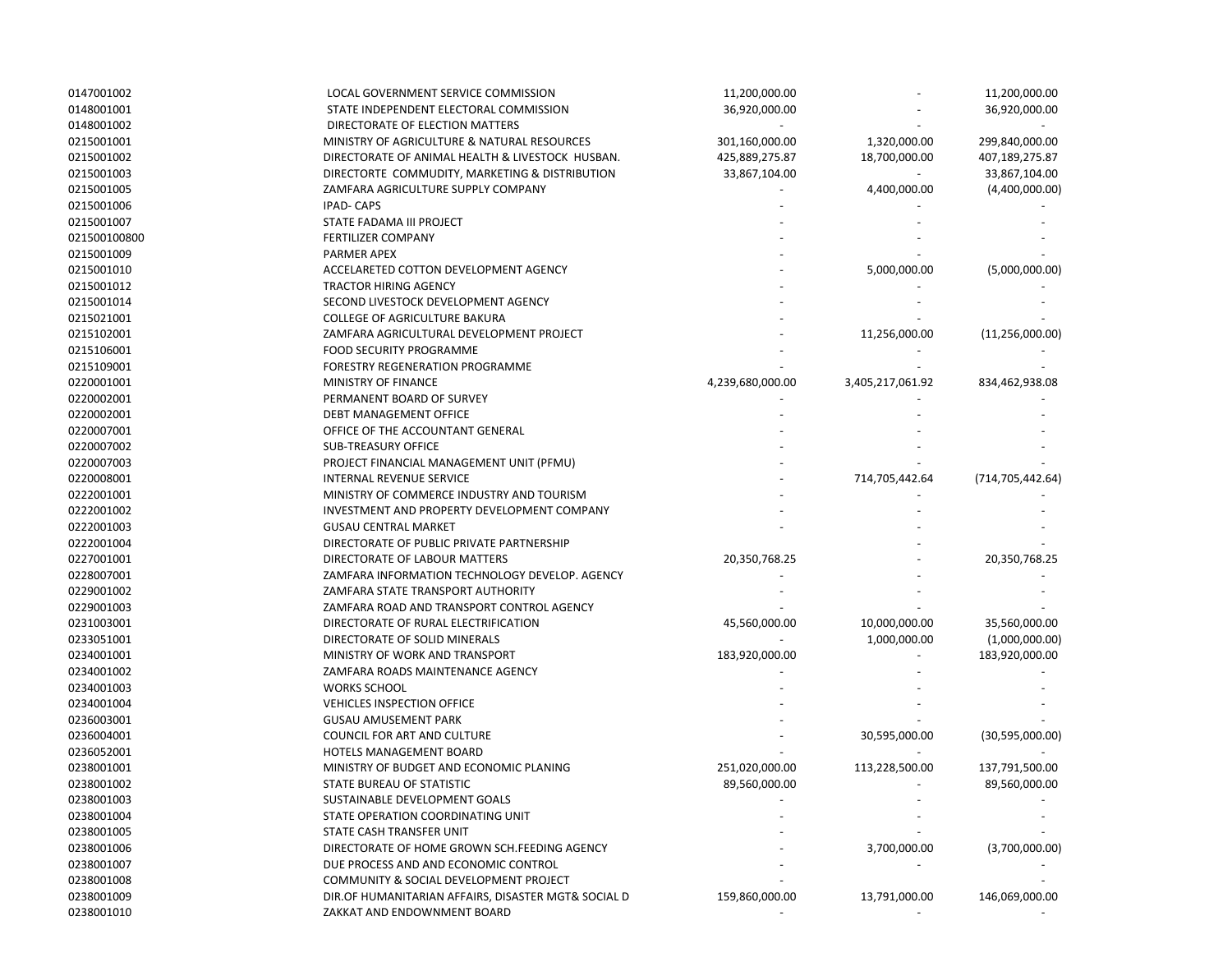| | | | | |
|---|---|---|---|---|
| 0147001002 | LOCAL GOVERNMENT SERVICE COMMISSION | 11,200,000.00 | - | 11,200,000.00 |
| 0148001001 | STATE INDEPENDENT ELECTORAL COMMISSION | 36,920,000.00 | - | 36,920,000.00 |
| 0148001002 | DIRECTORATE OF ELECTION MATTERS | - | - | - |
| 0215001001 | MINISTRY OF AGRICULTURE & NATURAL RESOURCES | 301,160,000.00 | 1,320,000.00 | 299,840,000.00 |
| 0215001002 | DIRECTORATE OF ANIMAL HEALTH & LIVESTOCK HUSBAN. | 425,889,275.87 | 18,700,000.00 | 407,189,275.87 |
| 0215001003 | DIRECTORTE COMMUDITY, MARKETING & DISTRIBUTION | 33,867,104.00 | - | 33,867,104.00 |
| 0215001005 | ZAMFARA AGRICULTURE SUPPLY COMPANY | - | 4,400,000.00 | (4,400,000.00) |
| 0215001006 | IPAD- CAPS | - | - | - |
| 0215001007 | STATE FADAMA III PROJECT | - | - | - |
| 021500100800 | FERTILIZER COMPANY | - | - | - |
| 0215001009 | PARMER APEX | - | - | - |
| 0215001010 | ACCELARETED COTTON DEVELOPMENT AGENCY | - | 5,000,000.00 | (5,000,000.00) |
| 0215001012 | TRACTOR HIRING AGENCY | - | - | - |
| 0215001014 | SECOND LIVESTOCK DEVELOPMENT AGENCY | - | - | - |
| 0215021001 | COLLEGE OF AGRICULTURE BAKURA | - | - | - |
| 0215102001 | ZAMFARA AGRICULTURAL DEVELOPMENT PROJECT | - | 11,256,000.00 | (11,256,000.00) |
| 0215106001 | FOOD SECURITY PROGRAMME | - | - | - |
| 0215109001 | FORESTRY REGENERATION PROGRAMME | - | - | - |
| 0220001001 | MINISTRY OF FINANCE | 4,239,680,000.00 | 3,405,217,061.92 | 834,462,938.08 |
| 0220002001 | PERMANENT BOARD OF SURVEY | - | - | - |
| 0220002001 | DEBT MANAGEMENT OFFICE | - | - | - |
| 0220007001 | OFFICE OF THE ACCOUNTANT GENERAL | - | - | - |
| 0220007002 | SUB-TREASURY OFFICE | - | - | - |
| 0220007003 | PROJECT FINANCIAL MANAGEMENT UNIT (PFMU) | - | - | - |
| 0220008001 | INTERNAL REVENUE SERVICE | - | 714,705,442.64 | (714,705,442.64) |
| 0222001001 | MINISTRY OF COMMERCE INDUSTRY AND TOURISM | - | - | - |
| 0222001002 | INVESTMENT AND PROPERTY DEVELOPMENT COMPANY | - | - | - |
| 0222001003 | GUSAU CENTRAL MARKET | - | - | - |
| 0222001004 | DIRECTORATE OF PUBLIC PRIVATE PARTNERSHIP | | - | - |
| 0227001001 | DIRECTORATE OF LABOUR MATTERS | 20,350,768.25 | - | 20,350,768.25 |
| 0228007001 | ZAMFARA INFORMATION TECHNOLOGY DEVELOP. AGENCY | - | - | - |
| 0229001002 | ZAMFARA STATE TRANSPORT AUTHORITY | - | - | - |
| 0229001003 | ZAMFARA ROAD AND TRANSPORT CONTROL AGENCY | - | - | - |
| 0231003001 | DIRECTORATE OF RURAL ELECTRIFICATION | 45,560,000.00 | 10,000,000.00 | 35,560,000.00 |
| 0233051001 | DIRECTORATE OF SOLID MINERALS | - | 1,000,000.00 | (1,000,000.00) |
| 0234001001 | MINISTRY OF WORK AND TRANSPORT | 183,920,000.00 | - | 183,920,000.00 |
| 0234001002 | ZAMFARA ROADS MAINTENANCE AGENCY | - | - | - |
| 0234001003 | WORKS SCHOOL | - | - | - |
| 0234001004 | VEHICLES INSPECTION OFFICE | - | - | - |
| 0236003001 | GUSAU AMUSEMENT PARK | - | - | - |
| 0236004001 | COUNCIL FOR ART AND CULTURE | - | 30,595,000.00 | (30,595,000.00) |
| 0236052001 | HOTELS MANAGEMENT BOARD | - | - | - |
| 0238001001 | MINISTRY OF BUDGET AND ECONOMIC PLANING | 251,020,000.00 | 113,228,500.00 | 137,791,500.00 |
| 0238001002 | STATE BUREAU OF STATISTIC | 89,560,000.00 | - | 89,560,000.00 |
| 0238001003 | SUSTAINABLE DEVELOPMENT GOALS | - | - | - |
| 0238001004 | STATE OPERATION COORDINATING UNIT | - | - | - |
| 0238001005 | STATE CASH TRANSFER UNIT | - | - | - |
| 0238001006 | DIRECTORATE OF HOME GROWN SCH.FEEDING AGENCY | - | 3,700,000.00 | (3,700,000.00) |
| 0238001007 | DUE PROCESS AND AND ECONOMIC CONTROL | - | - | - |
| 0238001008 | COMMUNITY & SOCIAL DEVELOPMENT PROJECT | - | - | - |
| 0238001009 | DIR.OF HUMANITARIAN AFFAIRS, DISASTER MGT& SOCIAL D | 159,860,000.00 | 13,791,000.00 | 146,069,000.00 |
| 0238001010 | ZAKKAT AND ENDOWNMENT BOARD | - | - | - |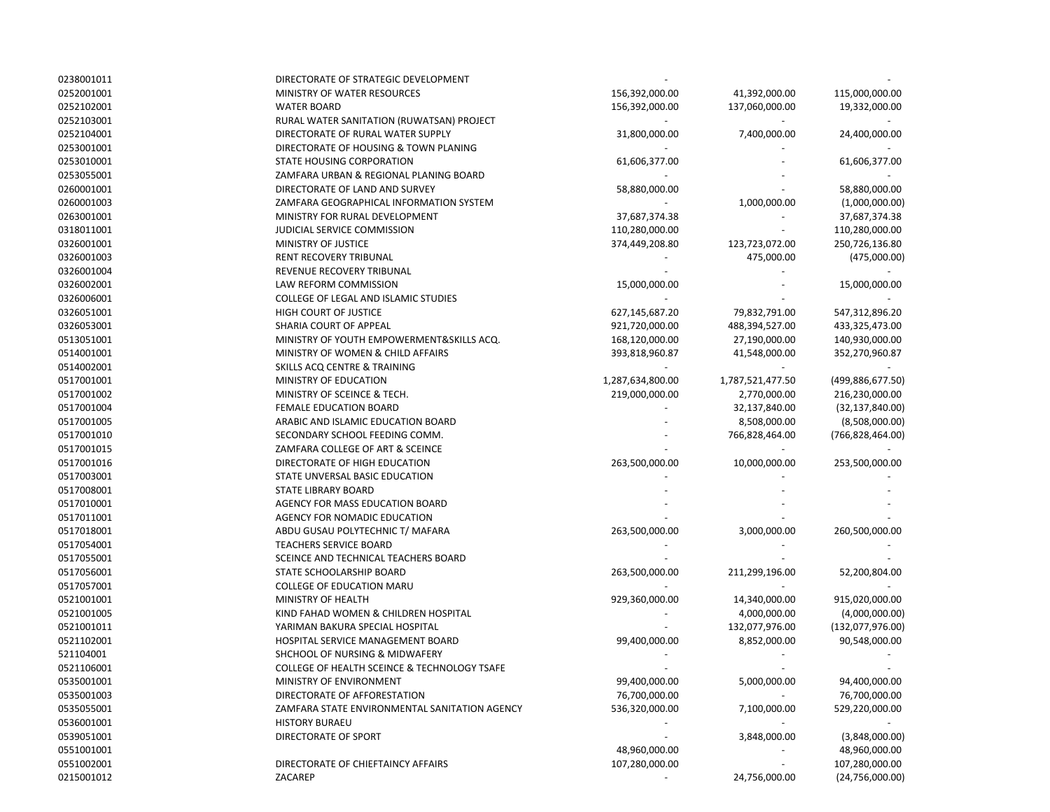| | | | | |
|---|---|---|---|---|
| 0238001011 | DIRECTORATE OF STRATEGIC DEVELOPMENT | - | | - |
| 0252001001 | MINISTRY OF WATER RESOURCES | 156,392,000.00 | 41,392,000.00 | 115,000,000.00 |
| 0252102001 | WATER BOARD | 156,392,000.00 | 137,060,000.00 | 19,332,000.00 |
| 0252103001 | RURAL WATER SANITATION (RUWATSAN) PROJECT | - | - | - |
| 0252104001 | DIRECTORATE OF RURAL WATER SUPPLY | 31,800,000.00 | 7,400,000.00 | 24,400,000.00 |
| 0253001001 | DIRECTORATE OF HOUSING & TOWN PLANING | - | - | - |
| 0253010001 | STATE HOUSING CORPORATION | 61,606,377.00 | - | 61,606,377.00 |
| 0253055001 | ZAMFARA URBAN & REGIONAL PLANING BOARD | - | - | - |
| 0260001001 | DIRECTORATE OF LAND AND SURVEY | 58,880,000.00 | - | 58,880,000.00 |
| 0260001003 | ZAMFARA GEOGRAPHICAL INFORMATION SYSTEM | - | 1,000,000.00 | (1,000,000.00) |
| 0263001001 | MINISTRY FOR RURAL DEVELOPMENT | 37,687,374.38 | - | 37,687,374.38 |
| 0318011001 | JUDICIAL SERVICE COMMISSION | 110,280,000.00 | - | 110,280,000.00 |
| 0326001001 | MINISTRY OF JUSTICE | 374,449,208.80 | 123,723,072.00 | 250,726,136.80 |
| 0326001003 | RENT RECOVERY TRIBUNAL | - | 475,000.00 | (475,000.00) |
| 0326001004 | REVENUE RECOVERY TRIBUNAL | - | - | - |
| 0326002001 | LAW REFORM COMMISSION | 15,000,000.00 | - | 15,000,000.00 |
| 0326006001 | COLLEGE OF LEGAL AND ISLAMIC STUDIES | - | - | - |
| 0326051001 | HIGH COURT OF JUSTICE | 627,145,687.20 | 79,832,791.00 | 547,312,896.20 |
| 0326053001 | SHARIA COURT OF APPEAL | 921,720,000.00 | 488,394,527.00 | 433,325,473.00 |
| 0513051001 | MINISTRY OF YOUTH EMPOWERMENT&SKILLS ACQ. | 168,120,000.00 | 27,190,000.00 | 140,930,000.00 |
| 0514001001 | MINISTRY OF WOMEN & CHILD AFFAIRS | 393,818,960.87 | 41,548,000.00 | 352,270,960.87 |
| 0514002001 | SKILLS ACQ CENTRE & TRAINING | - | - | - |
| 0517001001 | MINISTRY OF EDUCATION | 1,287,634,800.00 | 1,787,521,477.50 | (499,886,677.50) |
| 0517001002 | MINISTRY OF SCEINCE & TECH. | 219,000,000.00 | 2,770,000.00 | 216,230,000.00 |
| 0517001004 | FEMALE EDUCATION BOARD | - | 32,137,840.00 | (32,137,840.00) |
| 0517001005 | ARABIC AND ISLAMIC EDUCATION BOARD | - | 8,508,000.00 | (8,508,000.00) |
| 0517001010 | SECONDARY SCHOOL FEEDING COMM. | - | 766,828,464.00 | (766,828,464.00) |
| 0517001015 | ZAMFARA COLLEGE OF ART & SCEINCE | - | - | - |
| 0517001016 | DIRECTORATE OF HIGH EDUCATION | 263,500,000.00 | 10,000,000.00 | 253,500,000.00 |
| 0517003001 | STATE UNVERSAL BASIC EDUCATION | - | - | - |
| 0517008001 | STATE LIBRARY BOARD | - | - | - |
| 0517010001 | AGENCY FOR MASS EDUCATION BOARD | - | - | - |
| 0517011001 | AGENCY FOR NOMADIC EDUCATION | - | - | - |
| 0517018001 | ABDU GUSAU POLYTECHNIC T/ MAFARA | 263,500,000.00 | 3,000,000.00 | 260,500,000.00 |
| 0517054001 | TEACHERS SERVICE BOARD | - | - | - |
| 0517055001 | SCEINCE AND TECHNICAL TEACHERS BOARD | - | - | - |
| 0517056001 | STATE SCHOOLARSHIP BOARD | 263,500,000.00 | 211,299,196.00 | 52,200,804.00 |
| 0517057001 | COLLEGE OF EDUCATION MARU | - | - | - |
| 0521001001 | MINISTRY OF HEALTH | 929,360,000.00 | 14,340,000.00 | 915,020,000.00 |
| 0521001005 | KIND FAHAD WOMEN & CHILDREN HOSPITAL | - | 4,000,000.00 | (4,000,000.00) |
| 0521001011 | YARIMAN BAKURA SPECIAL HOSPITAL | - | 132,077,976.00 | (132,077,976.00) |
| 0521102001 | HOSPITAL SERVICE MANAGEMENT BOARD | 99,400,000.00 | 8,852,000.00 | 90,548,000.00 |
| 521104001 | SHCHOOL OF NURSING & MIDWAFERY | - | - | - |
| 0521106001 | COLLEGE OF HEALTH SCEINCE & TECHNOLOGY TSAFE | - | - | - |
| 0535001001 | MINISTRY OF ENVIRONMENT | 99,400,000.00 | 5,000,000.00 | 94,400,000.00 |
| 0535001003 | DIRECTORATE OF AFFORESTATION | 76,700,000.00 | - | 76,700,000.00 |
| 0535055001 | ZAMFARA STATE ENVIRONMENTAL SANITATION AGENCY | 536,320,000.00 | 7,100,000.00 | 529,220,000.00 |
| 0536001001 | HISTORY BURAEU | - | - | - |
| 0539051001 | DIRECTORATE OF SPORT | - | 3,848,000.00 | (3,848,000.00) |
| 0551001001 | | 48,960,000.00 | - | 48,960,000.00 |
| 0551002001 | DIRECTORATE OF CHIEFTAINCY AFFAIRS | 107,280,000.00 | - | 107,280,000.00 |
| 0215001012 | ZACAREP | - | 24,756,000.00 | (24,756,000.00) |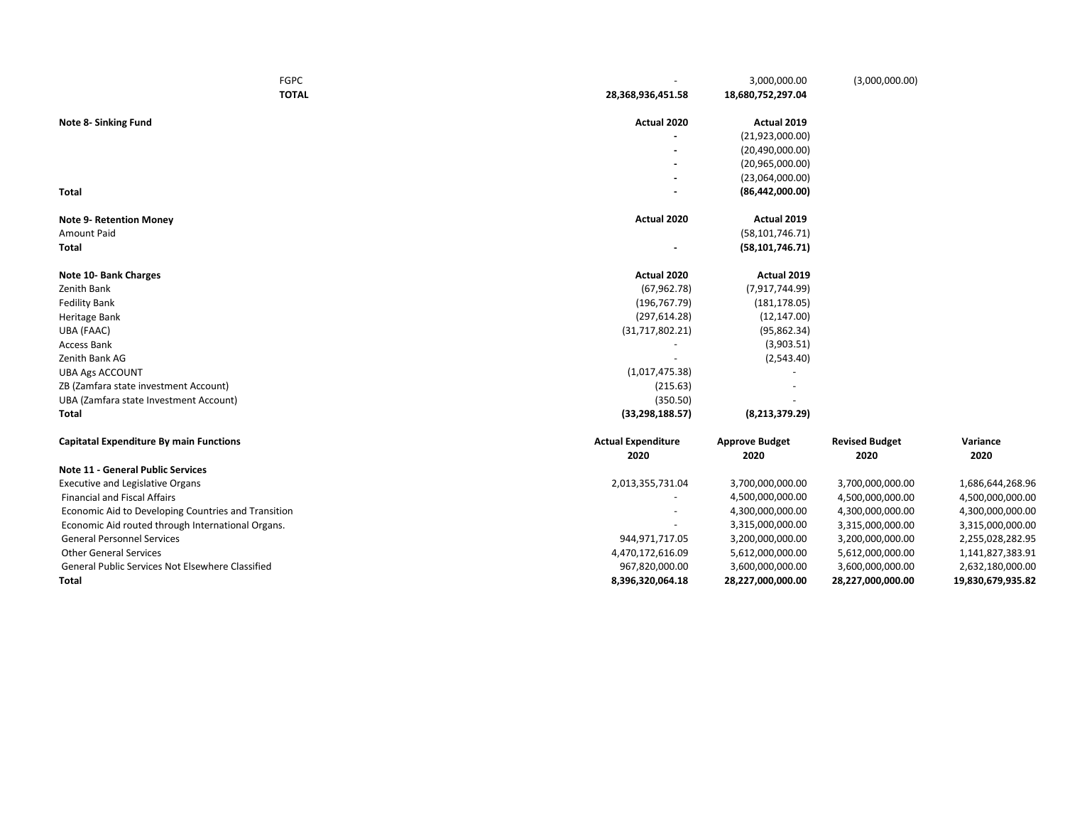| | Actual 2020 | Actual 2019 | |
|---|---|---|---|
| FGPC | - | 3,000,000.00 | (3,000,000.00) |
| **TOTAL** | **28,368,936,451.58** | **18,680,752,297.04** | |

| **Note 8- Sinking Fund** | **Actual 2020** | **Actual 2019** |
|---|---|---|
| | - | (21,923,000.00) |
| | - | (20,490,000.00) |
| | - | (20,965,000.00) |
| | - | (23,064,000.00) |
| **Total** | **-** | **(86,442,000.00)** |

| **Note 9- Retention Money** | **Actual 2020** | **Actual 2019** |
|---|---|---|
| Amount Paid | | (58,101,746.71) |
| **Total** | **-** | **(58,101,746.71)** |

| **Note 10- Bank Charges** | **Actual 2020** | **Actual 2019** |
|---|---|---|
| Zenith Bank | (67,962.78) | (7,917,744.99) |
| Fedility Bank | (196,767.79) | (181,178.05) |
| Heritage Bank | (297,614.28) | (12,147.00) |
| UBA (FAAC) | (31,717,802.21) | (95,862.34) |
| Access Bank | - | (3,903.51) |
| Zenith Bank AG | - | (2,543.40) |
| UBA Ags ACCOUNT | (1,017,475.38) | - |
| ZB (Zamfara state investment Account) | (215.63) | - |
| UBA (Zamfara state Investment Account) | (350.50) | - |
| **Total** | **(33,298,188.57)** | **(8,213,379.29)** |

| **Capitatal Expenditure By main Functions** | **Actual Expenditure 2020** | **Approve Budget 2020** | **Revised Budget 2020** | **Variance 2020** |
|---|---|---|---|---|
| **Note 11 - General Public Services** | | | | |
| Executive and Legislative Organs | 2,013,355,731.04 | 3,700,000,000.00 | 3,700,000,000.00 | 1,686,644,268.96 |
| Financial and Fiscal Affairs | - | 4,500,000,000.00 | 4,500,000,000.00 | 4,500,000,000.00 |
| Economic Aid to Developing Countries and Transition | - | 4,300,000,000.00 | 4,300,000,000.00 | 4,300,000,000.00 |
| Economic Aid routed through International Organs. | - | 3,315,000,000.00 | 3,315,000,000.00 | 3,315,000,000.00 |
| General Personnel Services | 944,971,717.05 | 3,200,000,000.00 | 3,200,000,000.00 | 2,255,028,282.95 |
| Other General Services | 4,470,172,616.09 | 5,612,000,000.00 | 5,612,000,000.00 | 1,141,827,383.91 |
| General Public Services Not Elsewhere Classified | 967,820,000.00 | 3,600,000,000.00 | 3,600,000,000.00 | 2,632,180,000.00 |
| **Total** | **8,396,320,064.18** | **28,227,000,000.00** | **28,227,000,000.00** | **19,830,679,935.82** |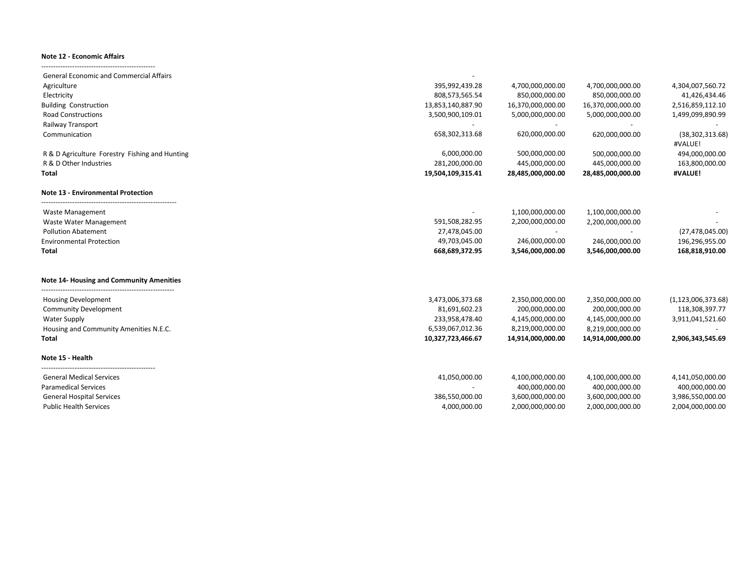**Note 12 - Economic Affairs**

| | | | | |
|---|---|---|---|---|
| General Economic and Commercial Affairs | - | | | |
| Agriculture | 395,992,439.28 | 4,700,000,000.00 | 4,700,000,000.00 | 4,304,007,560.72 |
| Electricity | 808,573,565.54 | 850,000,000.00 | 850,000,000.00 | 41,426,434.46 |
| Building Construction | 13,853,140,887.90 | 16,370,000,000.00 | 16,370,000,000.00 | 2,516,859,112.10 |
| Road Constructions | 3,500,900,109.01 | 5,000,000,000.00 | 5,000,000,000.00 | 1,499,099,890.99 |
| Railway Transport | - | - | - | - |
| Communication | 658,302,313.68 | 620,000,000.00 | 620,000,000.00 | (38,302,313.68) |
| | | | | #VALUE! |
| R & D Agriculture Forestry Fishing and Hunting | 6,000,000.00 | 500,000,000.00 | 500,000,000.00 | 494,000,000.00 |
| R & D Other Industries | 281,200,000.00 | 445,000,000.00 | 445,000,000.00 | 163,800,000.00 |
| **Total** | **19,504,109,315.41** | **28,485,000,000.00** | **28,485,000,000.00** | **#VALUE!** |

**Note 13 - Environmental Protection**

| | | | | |
|---|---|---|---|---|
| Waste Management | - | 1,100,000,000.00 | 1,100,000,000.00 | - |
| Waste Water Management | 591,508,282.95 | 2,200,000,000.00 | 2,200,000,000.00 | - |
| Pollution Abatement | 27,478,045.00 | - | - | (27,478,045.00) |
| Environmental Protection | 49,703,045.00 | 246,000,000.00 | 246,000,000.00 | 196,296,955.00 |
| **Total** | **668,689,372.95** | **3,546,000,000.00** | **3,546,000,000.00** | **168,818,910.00** |

**Note 14- Housing and Community Amenities**

| | | | | |
|---|---|---|---|---|
| Housing Development | 3,473,006,373.68 | 2,350,000,000.00 | 2,350,000,000.00 | (1,123,006,373.68) |
| Community Development | 81,691,602.23 | 200,000,000.00 | 200,000,000.00 | 118,308,397.77 |
| Water Supply | 233,958,478.40 | 4,145,000,000.00 | 4,145,000,000.00 | 3,911,041,521.60 |
| Housing and Community Amenities N.E.C. | 6,539,067,012.36 | 8,219,000,000.00 | 8,219,000,000.00 | - |
| **Total** | **10,327,723,466.67** | **14,914,000,000.00** | **14,914,000,000.00** | **2,906,343,545.69** |

**Note 15 - Health**

| | | | | |
|---|---|---|---|---|
| General Medical Services | 41,050,000.00 | 4,100,000,000.00 | 4,100,000,000.00 | 4,141,050,000.00 |
| Paramedical Services | - | 400,000,000.00 | 400,000,000.00 | 400,000,000.00 |
| General Hospital Services | 386,550,000.00 | 3,600,000,000.00 | 3,600,000,000.00 | 3,986,550,000.00 |
| Public Health Services | 4,000,000.00 | 2,000,000,000.00 | 2,000,000,000.00 | 2,004,000,000.00 |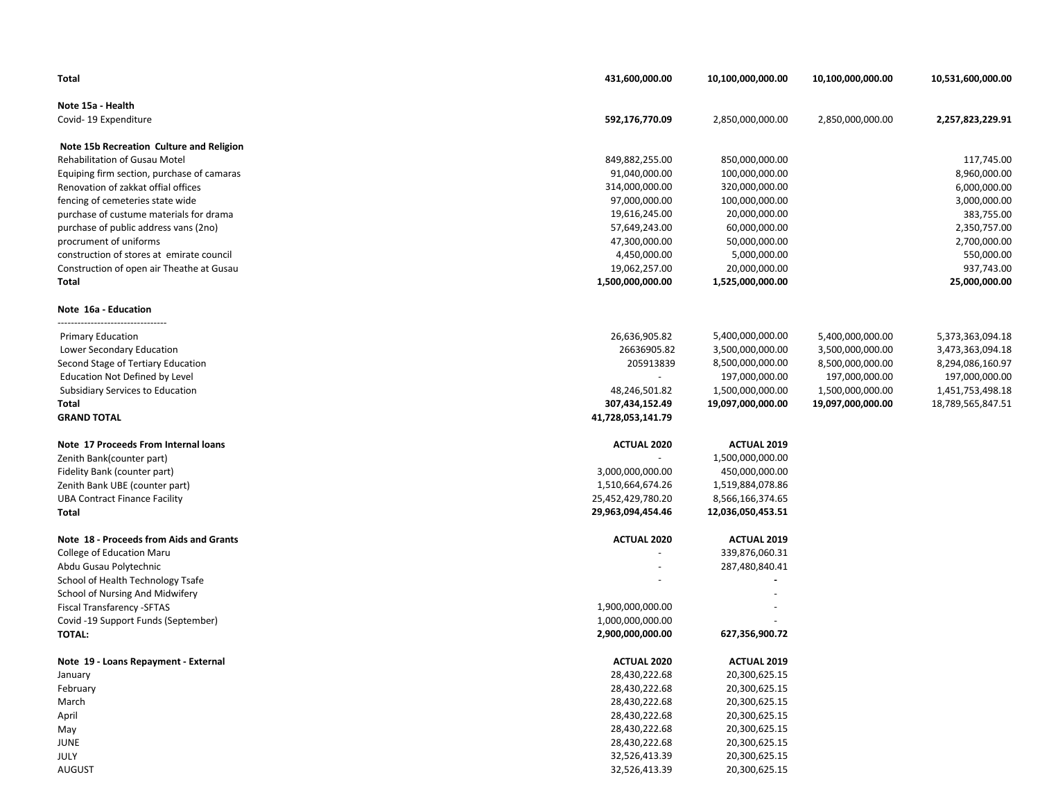| | | | | |
|---|---|---|---|---|
| **Total** | **431,600,000.00** | **10,100,000,000.00** | **10,100,000,000.00** | **10,531,600,000.00** |
| | | | | |
| **Note 15a - Health** | | | | |
| Covid- 19 Expenditure | **592,176,770.09** | 2,850,000,000.00 | 2,850,000,000.00 | **2,257,823,229.91** |
| | | | | |
| **Note 15b Recreation Culture and Religion** | | | | |
| Rehabilitation of Gusau Motel | 849,882,255.00 | 850,000,000.00 | | 117,745.00 |
| Equiping firm section, purchase of camaras | 91,040,000.00 | 100,000,000.00 | | 8,960,000.00 |
| Renovation of zakkat offial offices | 314,000,000.00 | 320,000,000.00 | | 6,000,000.00 |
| fencing of cemeteries state wide | 97,000,000.00 | 100,000,000.00 | | 3,000,000.00 |
| purchase of custume materials for drama | 19,616,245.00 | 20,000,000.00 | | 383,755.00 |
| purchase of public address vans (2no) | 57,649,243.00 | 60,000,000.00 | | 2,350,757.00 |
| procrument of uniforms | 47,300,000.00 | 50,000,000.00 | | 2,700,000.00 |
| construction of stores at emirate council | 4,450,000.00 | 5,000,000.00 | | 550,000.00 |
| Construction of open air Theathe at Gusau | 19,062,257.00 | 20,000,000.00 | | 937,743.00 |
| **Total** | **1,500,000,000.00** | **1,525,000,000.00** | | **25,000,000.00** |
| | | | | |
| **Note 16a - Education** | | | | |
| --------------------------------- | | | | |
| Primary Education | 26,636,905.82 | 5,400,000,000.00 | 5,400,000,000.00 | 5,373,363,094.18 |
| Lower Secondary Education | 26636905.82 | 3,500,000,000.00 | 3,500,000,000.00 | 3,473,363,094.18 |
| Second Stage of Tertiary Education | 205913839 | 8,500,000,000.00 | 8,500,000,000.00 | 8,294,086,160.97 |
| Education Not Defined by Level | - | 197,000,000.00 | 197,000,000.00 | 197,000,000.00 |
| Subsidiary Services to Education | 48,246,501.82 | 1,500,000,000.00 | 1,500,000,000.00 | 1,451,753,498.18 |
| **Total** | **307,434,152.49** | **19,097,000,000.00** | **19,097,000,000.00** | 18,789,565,847.51 |
| **GRAND TOTAL** | **41,728,053,141.79** | | | |

| **Note 17 Proceeds From Internal loans** | **ACTUAL 2020** | **ACTUAL 2019** |
|---|---|---|
| Zenith Bank(counter part) | - | 1,500,000,000.00 |
| Fidelity Bank (counter part) | 3,000,000,000.00 | 450,000,000.00 |
| Zenith Bank UBE (counter part) | 1,510,664,674.26 | 1,519,884,078.86 |
| UBA Contract Finance Facility | 25,452,429,780.20 | 8,566,166,374.65 |
| **Total** | **29,963,094,454.46** | **12,036,050,453.51** |

| **Note 18 - Proceeds from Aids and Grants** | **ACTUAL 2020** | **ACTUAL 2019** |
|---|---|---|
| College of Education Maru | - | 339,876,060.31 |
| Abdu Gusau Polytechnic | - | 287,480,840.41 |
| School of Health Technology Tsafe | - | - |
| School of Nursing And Midwifery | | - |
| Fiscal Transfarency -SFTAS | 1,900,000,000.00 | - |
| Covid -19 Support Funds (September) | 1,000,000,000.00 | - |
| **TOTAL:** | **2,900,000,000.00** | **627,356,900.72** |

| **Note 19 - Loans Repayment - External** | **ACTUAL 2020** | **ACTUAL 2019** |
|---|---|---|
| January | 28,430,222.68 | 20,300,625.15 |
| February | 28,430,222.68 | 20,300,625.15 |
| March | 28,430,222.68 | 20,300,625.15 |
| April | 28,430,222.68 | 20,300,625.15 |
| May | 28,430,222.68 | 20,300,625.15 |
| JUNE | 28,430,222.68 | 20,300,625.15 |
| JULY | 32,526,413.39 | 20,300,625.15 |
| AUGUST | 32,526,413.39 | 20,300,625.15 |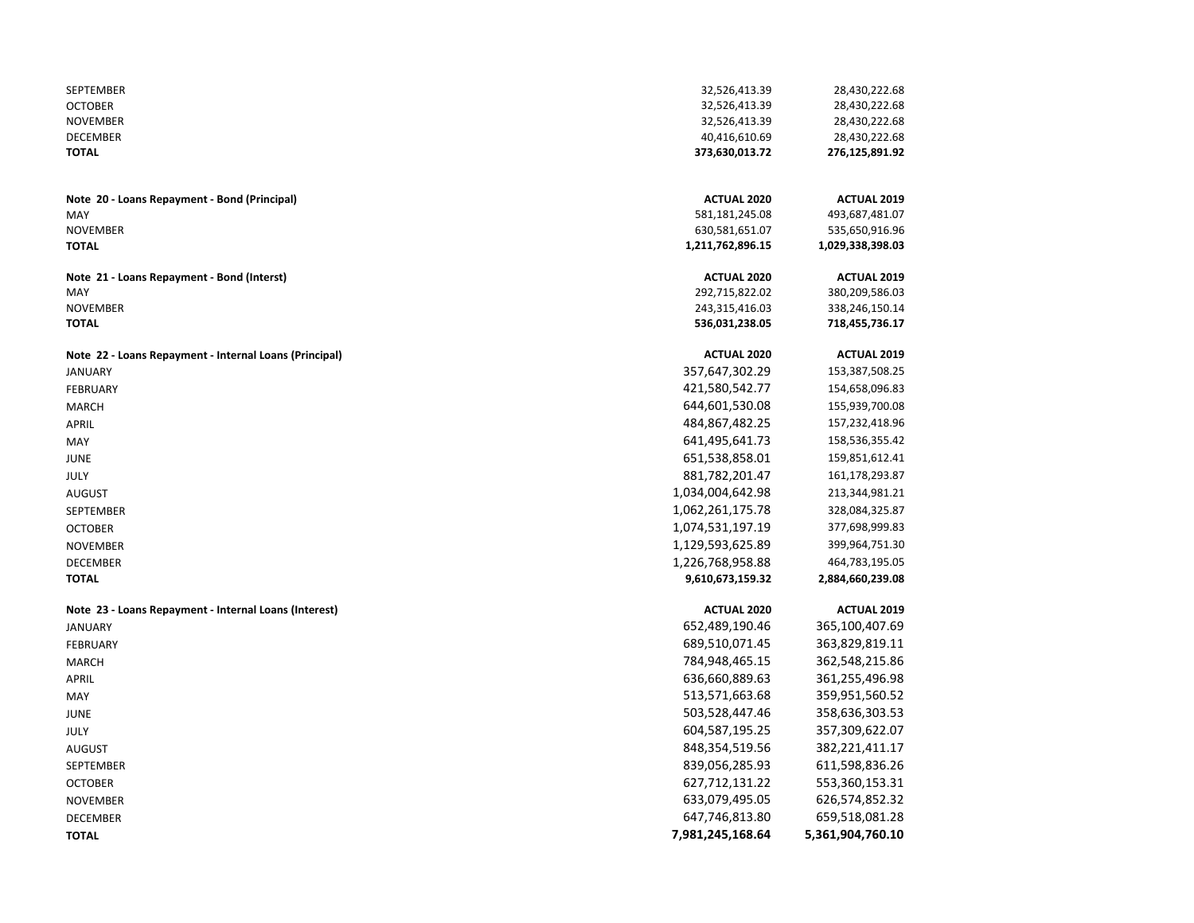| | | |
|---|---|---|
| SEPTEMBER | 32,526,413.39 | 28,430,222.68 |
| OCTOBER | 32,526,413.39 | 28,430,222.68 |
| NOVEMBER | 32,526,413.39 | 28,430,222.68 |
| DECEMBER | 40,416,610.69 | 28,430,222.68 |
| **TOTAL** | **373,630,013.72** | **276,125,891.92** |

| Note 20 - Loans Repayment - Bond (Principal) | ACTUAL 2020 | ACTUAL 2019 |
|---|---|---|
| MAY | 581,181,245.08 | 493,687,481.07 |
| NOVEMBER | 630,581,651.07 | 535,650,916.96 |
| **TOTAL** | **1,211,762,896.15** | **1,029,338,398.03** |

| Note 21 - Loans Repayment - Bond (Interst) | ACTUAL 2020 | ACTUAL 2019 |
|---|---|---|
| MAY | 292,715,822.02 | 380,209,586.03 |
| NOVEMBER | 243,315,416.03 | 338,246,150.14 |
| **TOTAL** | **536,031,238.05** | **718,455,736.17** |

| Note 22 - Loans Repayment - Internal Loans (Principal) | ACTUAL 2020 | ACTUAL 2019 |
|---|---|---|
| JANUARY | 357,647,302.29 | 153,387,508.25 |
| FEBRUARY | 421,580,542.77 | 154,658,096.83 |
| MARCH | 644,601,530.08 | 155,939,700.08 |
| APRIL | 484,867,482.25 | 157,232,418.96 |
| MAY | 641,495,641.73 | 158,536,355.42 |
| JUNE | 651,538,858.01 | 159,851,612.41 |
| JULY | 881,782,201.47 | 161,178,293.87 |
| AUGUST | 1,034,004,642.98 | 213,344,981.21 |
| SEPTEMBER | 1,062,261,175.78 | 328,084,325.87 |
| OCTOBER | 1,074,531,197.19 | 377,698,999.83 |
| NOVEMBER | 1,129,593,625.89 | 399,964,751.30 |
| DECEMBER | 1,226,768,958.88 | 464,783,195.05 |
| **TOTAL** | **9,610,673,159.32** | **2,884,660,239.08** |

| Note 23 - Loans Repayment - Internal Loans (Interest) | ACTUAL 2020 | ACTUAL 2019 |
|---|---|---|
| JANUARY | 652,489,190.46 | 365,100,407.69 |
| FEBRUARY | 689,510,071.45 | 363,829,819.11 |
| MARCH | 784,948,465.15 | 362,548,215.86 |
| APRIL | 636,660,889.63 | 361,255,496.98 |
| MAY | 513,571,663.68 | 359,951,560.52 |
| JUNE | 503,528,447.46 | 358,636,303.53 |
| JULY | 604,587,195.25 | 357,309,622.07 |
| AUGUST | 848,354,519.56 | 382,221,411.17 |
| SEPTEMBER | 839,056,285.93 | 611,598,836.26 |
| OCTOBER | 627,712,131.22 | 553,360,153.31 |
| NOVEMBER | 633,079,495.05 | 626,574,852.32 |
| DECEMBER | 647,746,813.80 | 659,518,081.28 |
| **TOTAL** | **7,981,245,168.64** | **5,361,904,760.10** |